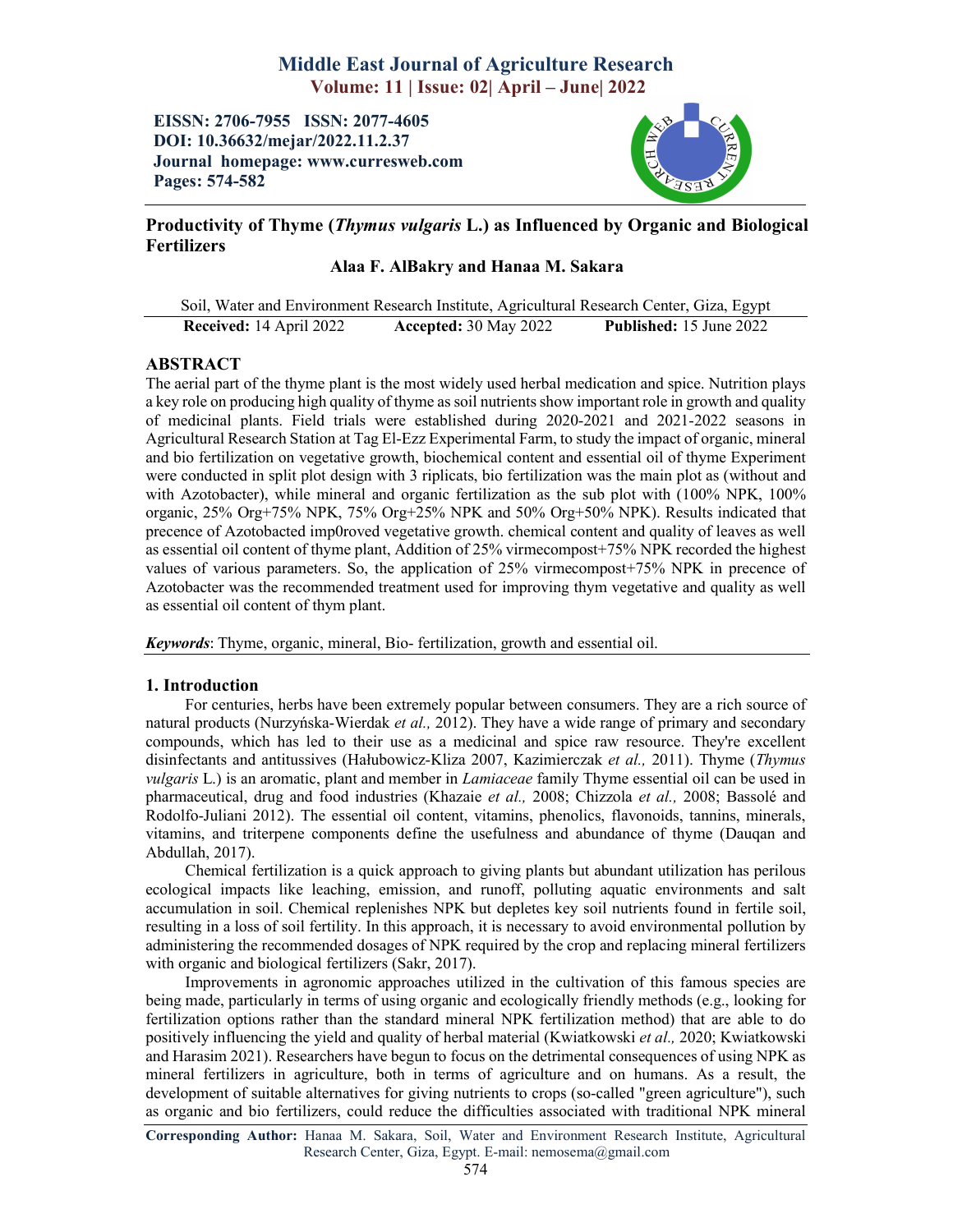# Middle East Journal of Agriculture Research

**Volume: 11 | Issue: 02| April – June| 2022**

**EISSN: 2706-7955 ISSN: 2077-4605**
**DOI: 10.36632/mejar/2022.11.2.37**
**Journal homepage: www.curresweb.com**
**Pages: 574-582**

## Productivity of Thyme (*Thymus vulgaris* L.) as Influenced by Organic and Biological Fertilizers

### Alaa F. AlBakry and Hanaa M. Sakara

Soil, Water and Environment Research Institute, Agricultural Research Center, Giza, Egypt

**Received:** 14 April 2022 **Accepted:** 30 May 2022 **Published:** 15 June 2022

## ABSTRACT

The aerial part of the thyme plant is the most widely used herbal medication and spice. Nutrition plays a key role on producing high quality of thyme as soil nutrients show important role in growth and quality of medicinal plants. Field trials were established during 2020-2021 and 2021-2022 seasons in Agricultural Research Station at Tag El-Ezz Experimental Farm, to study the impact of organic, mineral and bio fertilization on vegetative growth, biochemical content and essential oil of thyme Experiment were conducted in split plot design with 3 riplicats, bio fertilization was the main plot as (without and with Azotobacter), while mineral and organic fertilization as the sub plot with (100% NPK, 100% organic, 25% Org+75% NPK, 75% Org+25% NPK and 50% Org+50% NPK). Results indicated that precence of Azotobacted imp0roved vegetative growth. chemical content and quality of leaves as well as essential oil content of thyme plant, Addition of 25% virmecompost+75% NPK recorded the highest values of various parameters. So, the application of 25% virmecompost+75% NPK in precence of Azotobacter was the recommended treatment used for improving thym vegetative and quality as well as essential oil content of thym plant.

***Keywords***: Thyme, organic, mineral, Bio- fertilization, growth and essential oil.

## 1. Introduction

For centuries, herbs have been extremely popular between consumers. They are a rich source of natural products (Nurzyńska-Wierdak *et al.,* 2012). They have a wide range of primary and secondary compounds, which has led to their use as a medicinal and spice raw resource. They're excellent disinfectants and antitussives (Hałubowicz-Kliza 2007, Kazimierczak *et al.,* 2011). Thyme (*Thymus vulgaris* L.) is an aromatic, plant and member in *Lamiaceae* family Thyme essential oil can be used in pharmaceutical, drug and food industries (Khazaie *et al.,* 2008; Chizzola *et al.,* 2008; Bassolé and Rodolfo-Juliani 2012). The essential oil content, vitamins, phenolics, flavonoids, tannins, minerals, vitamins, and triterpene components define the usefulness and abundance of thyme (Dauqan and Abdullah, 2017).

Chemical fertilization is a quick approach to giving plants but abundant utilization has perilous ecological impacts like leaching, emission, and runoff, polluting aquatic environments and salt accumulation in soil. Chemical replenishes NPK but depletes key soil nutrients found in fertile soil, resulting in a loss of soil fertility. In this approach, it is necessary to avoid environmental pollution by administering the recommended dosages of NPK required by the crop and replacing mineral fertilizers with organic and biological fertilizers (Sakr, 2017).

Improvements in agronomic approaches utilized in the cultivation of this famous species are being made, particularly in terms of using organic and ecologically friendly methods (e.g., looking for fertilization options rather than the standard mineral NPK fertilization method) that are able to do positively influencing the yield and quality of herbal material (Kwiatkowski *et al.,* 2020; Kwiatkowski and Harasim 2021). Researchers have begun to focus on the detrimental consequences of using NPK as mineral fertilizers in agriculture, both in terms of agriculture and on humans. As a result, the development of suitable alternatives for giving nutrients to crops (so-called "green agriculture"), such as organic and bio fertilizers, could reduce the difficulties associated with traditional NPK mineral

**Corresponding Author:** Hanaa M. Sakara, Soil, Water and Environment Research Institute, Agricultural Research Center, Giza, Egypt. E-mail: nemosema@gmail.com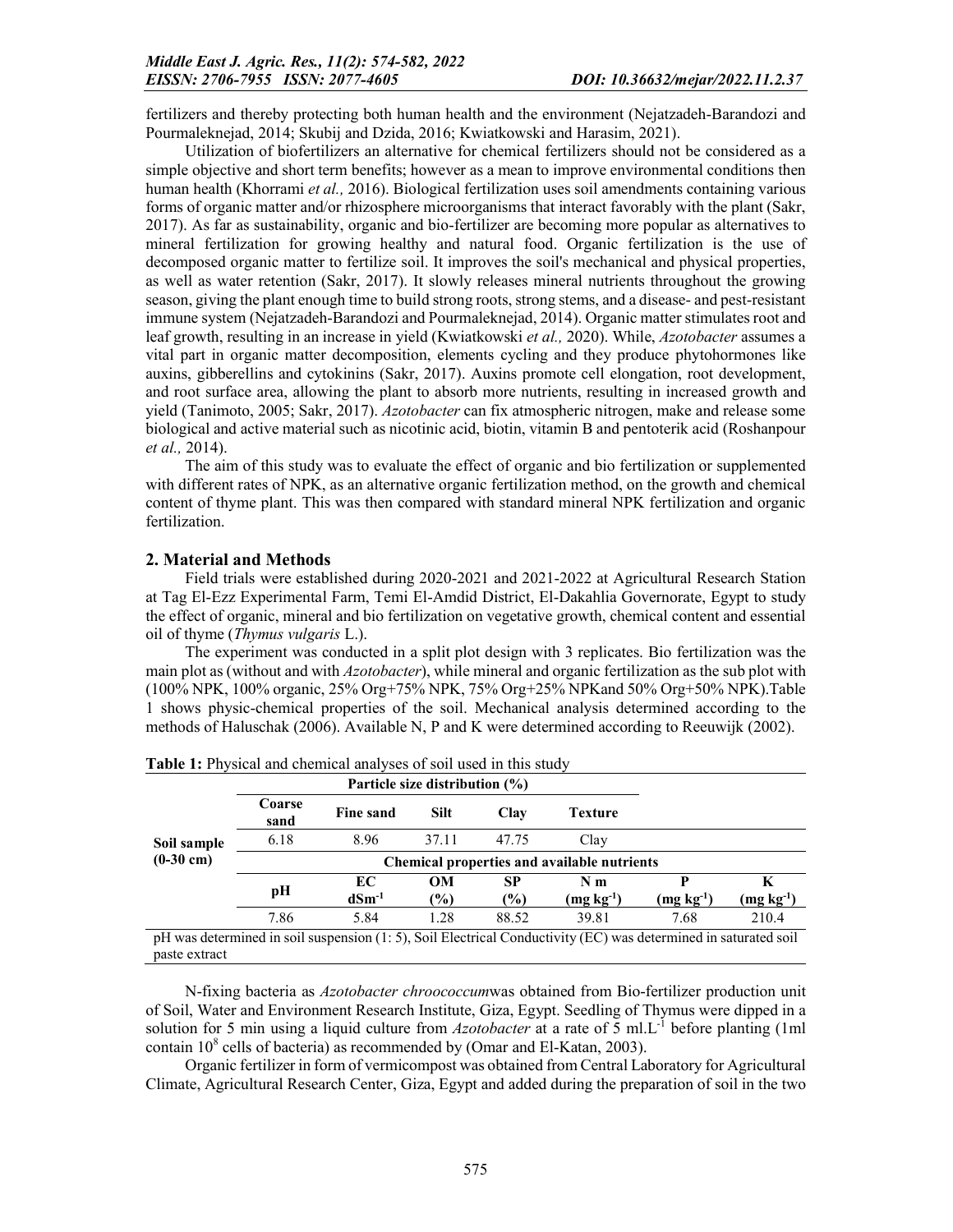fertilizers and thereby protecting both human health and the environment (Nejatzadeh-Barandozi and Pourmaleknejad, 2014; Skubij and Dzida, 2016; Kwiatkowski and Harasim, 2021).

Utilization of biofertilizers an alternative for chemical fertilizers should not be considered as a simple objective and short term benefits; however as a mean to improve environmental conditions then human health (Khorrami *et al.,* 2016). Biological fertilization uses soil amendments containing various forms of organic matter and/or rhizosphere microorganisms that interact favorably with the plant (Sakr, 2017). As far as sustainability, organic and bio-fertilizer are becoming more popular as alternatives to mineral fertilization for growing healthy and natural food. Organic fertilization is the use of decomposed organic matter to fertilize soil. It improves the soil's mechanical and physical properties, as well as water retention (Sakr, 2017). It slowly releases mineral nutrients throughout the growing season, giving the plant enough time to build strong roots, strong stems, and a disease- and pest-resistant immune system (Nejatzadeh-Barandozi and Pourmaleknejad, 2014). Organic matter stimulates root and leaf growth, resulting in an increase in yield (Kwiatkowski *et al.,* 2020). While, *Azotobacter* assumes a vital part in organic matter decomposition, elements cycling and they produce phytohormones like auxins, gibberellins and cytokinins (Sakr, 2017). Auxins promote cell elongation, root development, and root surface area, allowing the plant to absorb more nutrients, resulting in increased growth and yield (Tanimoto, 2005; Sakr, 2017). *Azotobacter* can fix atmospheric nitrogen, make and release some biological and active material such as nicotinic acid, biotin, vitamin B and pentoterik acid (Roshanpour *et al.,* 2014).

The aim of this study was to evaluate the effect of organic and bio fertilization or supplemented with different rates of NPK, as an alternative organic fertilization method, on the growth and chemical content of thyme plant. This was then compared with standard mineral NPK fertilization and organic fertilization.

## 2. Material and Methods

Field trials were established during 2020-2021 and 2021-2022 at Agricultural Research Station at Tag El-Ezz Experimental Farm, Temi El-Amdid District, El-Dakahlia Governorate, Egypt to study the effect of organic, mineral and bio fertilization on vegetative growth, chemical content and essential oil of thyme (*Thymus vulgaris* L.).

The experiment was conducted in a split plot design with 3 replicates. Bio fertilization was the main plot as (without and with *Azotobacter*), while mineral and organic fertilization as the sub plot with (100% NPK, 100% organic, 25% Org+75% NPK, 75% Org+25% NPKand 50% Org+50% NPK).Table 1 shows physic-chemical properties of the soil. Mechanical analysis determined according to the methods of Haluschak (2006). Available N, P and K were determined according to Reeuwijk (2002).

**Table 1:** Physical and chemical analyses of soil used in this study

| Soil sample (0-30 cm) | Particle size distribution (%) | | | | | | |
|---|---|---|---|---|---|---|---|
| | Coarse sand | Fine sand | Silt | Clay | Texture | | |
| | 6.18 | 8.96 | 37.11 | 47.75 | Clay | | |
| | Chemical properties and available nutrients | | | | | | |
| | pH | EC $dSm^{-1}$ | OM (%) | SP (%) | N m ($mg\ kg^{-1}$) | P ($mg\ kg^{-1}$) | K ($mg\ kg^{-1}$) |
| | 7.86 | 5.84 | 1.28 | 88.52 | 39.81 | 7.68 | 210.4 |

pH was determined in soil suspension (1: 5), Soil Electrical Conductivity (EC) was determined in saturated soil paste extract

N-fixing bacteria as *Azotobacter chroococcum*was obtained from Bio-fertilizer production unit of Soil, Water and Environment Research Institute, Giza, Egypt. Seedling of Thymus were dipped in a solution for 5 min using a liquid culture from *Azotobacter* at a rate of 5 $ml.L^{-1}$ before planting (1ml contain $10^8$ cells of bacteria) as recommended by (Omar and El-Katan, 2003).

Organic fertilizer in form of vermicompost was obtained from Central Laboratory for Agricultural Climate, Agricultural Research Center, Giza, Egypt and added during the preparation of soil in the two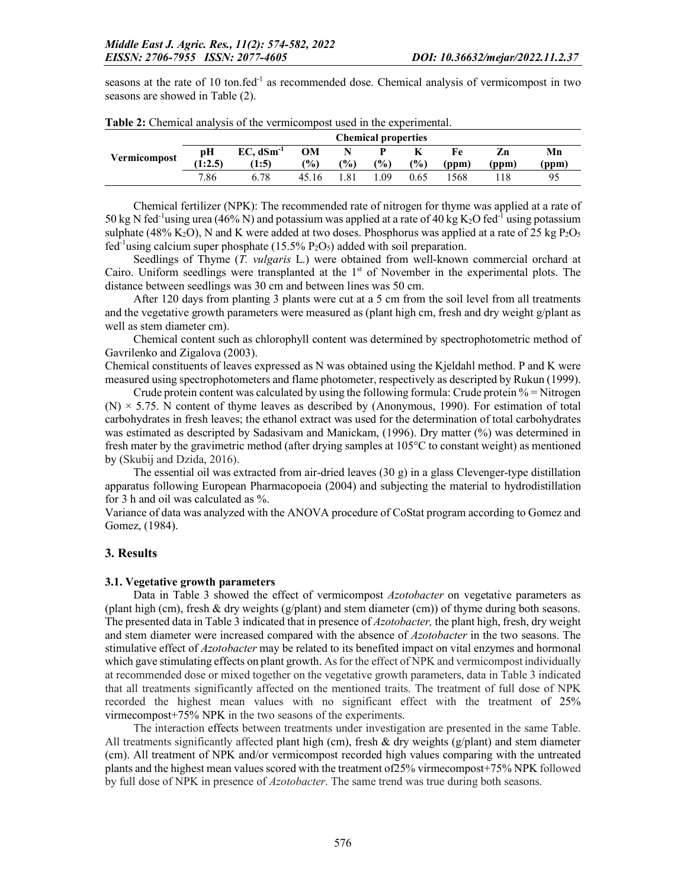seasons at the rate of 10 ton.fed$^{-1}$ as recommended dose. Chemical analysis of vermicompost in two seasons are showed in Table (2).

**Table 2:** Chemical analysis of the vermicompost used in the experimental.

| Vermicompost | Chemical properties | | | | | | | |
|---|---|---|---|---|---|---|---|---|
| | pH (1:2.5) | EC, dSm$^{-1}$ (1:5) | OM (%) | N (%) | P (%) | K (%) | Fe (ppm) | Zn (ppm) | Mn (ppm) |
| | 7.86 | 6.78 | 45.16 | 1.81 | 1.09 | 0.65 | 1568 | 118 | 95 |

Chemical fertilizer (NPK): The recommended rate of nitrogen for thyme was applied at a rate of 50 kg N fed$^{-1}$using urea (46% N) and potassium was applied at a rate of 40 kg $K_2O$ fed$^{-1}$ using potassium sulphate (48% $K_2O$), N and K were added at two doses. Phosphorus was applied at a rate of 25 kg $P_2O_5$ fed$^{-1}$using calcium super phosphate (15.5% $P_2O_5$) added with soil preparation.

Seedlings of Thyme (*T. vulgaris* L.) were obtained from well-known commercial orchard at Cairo. Uniform seedlings were transplanted at the 1$^{st}$ of November in the experimental plots. The distance between seedlings was 30 cm and between lines was 50 cm.

After 120 days from planting 3 plants were cut at a 5 cm from the soil level from all treatments and the vegetative growth parameters were measured as (plant high cm, fresh and dry weight g/plant as well as stem diameter cm).

Chemical content such as chlorophyll content was determined by spectrophotometric method of Gavrilenko and Zigalova (2003).

Chemical constituents of leaves expressed as N was obtained using the Kjeldahl method. P and K were measured using spectrophotometers and flame photometer, respectively as descripted by Rukun (1999).

Crude protein content was calculated by using the following formula: Crude protein % = Nitrogen (N) × 5.75. N content of thyme leaves as described by (Anonymous, 1990). For estimation of total carbohydrates in fresh leaves; the ethanol extract was used for the determination of total carbohydrates was estimated as descripted by Sadasivam and Manickam, (1996). Dry matter (%) was determined in fresh mater by the gravimetric method (after drying samples at 105°C to constant weight) as mentioned by (Skubij and Dzida, 2016).

The essential oil was extracted from air-dried leaves (30 g) in a glass Clevenger-type distillation apparatus following European Pharmacopoeia (2004) and subjecting the material to hydrodistillation for 3 h and oil was calculated as %.

Variance of data was analyzed with the ANOVA procedure of CoStat program according to Gomez and Gomez, (1984).

## 3. Results

### 3.1. Vegetative growth parameters

Data in Table 3 showed the effect of vermicompost *Azotobacter* on vegetative parameters as (plant high (cm), fresh & dry weights (g/plant) and stem diameter (cm)) of thyme during both seasons. The presented data in Table 3 indicated that in presence of *Azotobacter,* the plant high, fresh, dry weight and stem diameter were increased compared with the absence of *Azotobacter* in the two seasons. The stimulative effect of *Azotobacter* may be related to its benefited impact on vital enzymes and hormonal which gave stimulating effects on plant growth. As for the effect of NPK and vermicompost individually at recommended dose or mixed together on the vegetative growth parameters, data in Table 3 indicated that all treatments significantly affected on the mentioned traits. The treatment of full dose of NPK recorded the highest mean values with no significant effect with the treatment of 25% virmecompost+75% NPK in the two seasons of the experiments.

The interaction effects between treatments under investigation are presented in the same Table. All treatments significantly affected plant high (cm), fresh & dry weights (g/plant) and stem diameter (cm). All treatment of NPK and/or vermicompost recorded high values comparing with the untreated plants and the highest mean values scored with the treatment of25% virmecompost+75% NPK followed by full dose of NPK in presence of *Azotobacter*. The same trend was true during both seasons.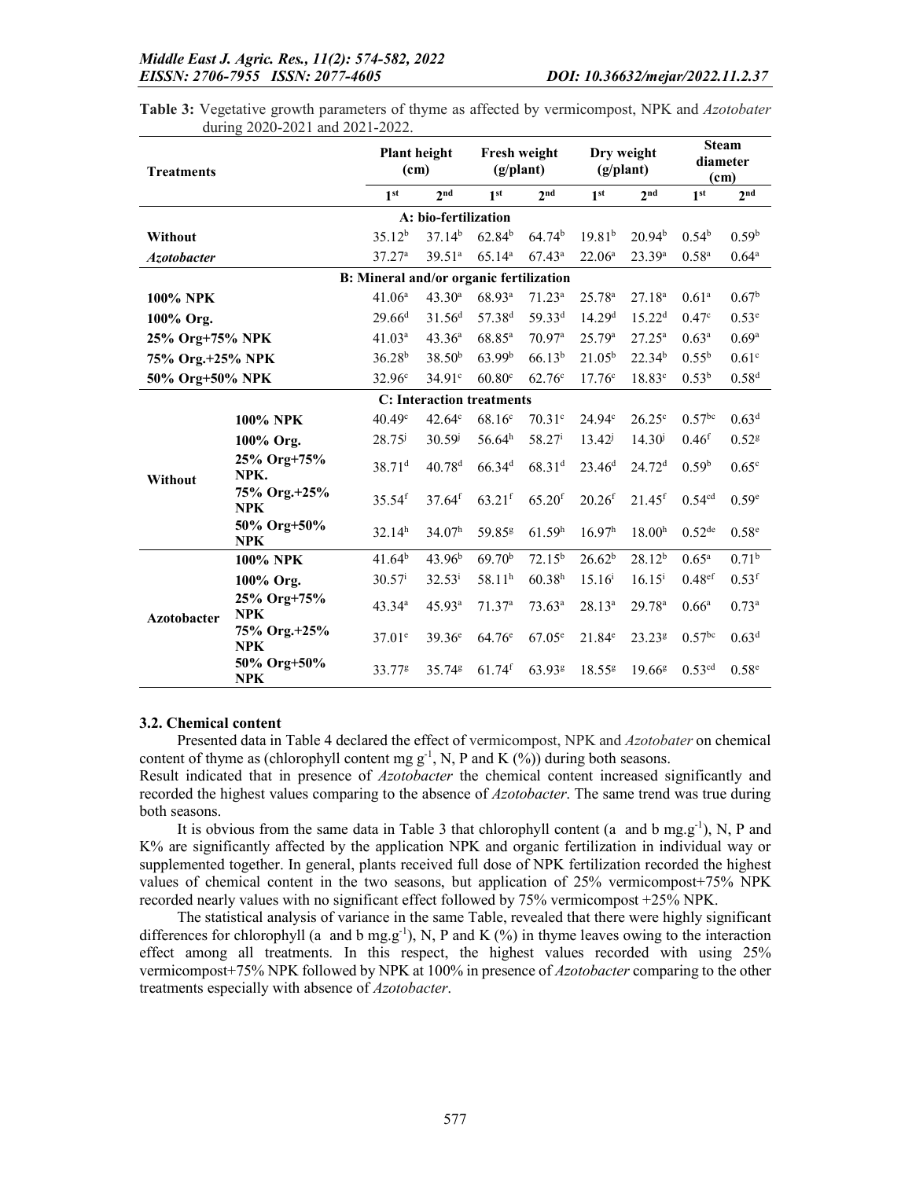**Table 3:** Vegetative growth parameters of thyme as affected by vermicompost, NPK and *Azotobater* during 2020-2021 and 2021-2022.

| Treatments | | Plant height (cm) | | Fresh weight (g/plant) | | Dry weight (g/plant) | | Steam diameter (cm) | |
|---|---|---|---|---|---|---|---|---|---|
| | | 1st | 2nd | 1st | 2nd | 1st | 2nd | 1st | 2nd |
| **A: bio-fertilization** | | | | | | | | | |
| **Without** | | 35.12b | 37.14b | 62.84b | 64.74b | 19.81b | 20.94b | 0.54b | 0.59b |
| ***Azotobacter*** | | 37.27a | 39.51a | 65.14a | 67.43a | 22.06a | 23.39a | 0.58a | 0.64a |
| **B: Mineral and/or organic fertilization** | | | | | | | | | |
| **100% NPK** | | 41.06a | 43.30a | 68.93a | 71.23a | 25.78a | 27.18a | 0.61a | 0.67b |
| **100% Org.** | | 29.66d | 31.56d | 57.38d | 59.33d | 14.29d | 15.22d | 0.47c | 0.53e |
| **25% Org+75% NPK** | | 41.03a | 43.36a | 68.85a | 70.97a | 25.79a | 27.25a | 0.63a | 0.69a |
| **75% Org.+25% NPK** | | 36.28b | 38.50b | 63.99b | 66.13b | 21.05b | 22.34b | 0.55b | 0.61c |
| **50% Org+50% NPK** | | 32.96c | 34.91c | 60.80c | 62.76c | 17.76c | 18.83c | 0.53b | 0.58d |
| **C: Interaction treatments** | | | | | | | | | |
| **Without** | **100% NPK** | 40.49c | 42.64c | 68.16c | 70.31c | 24.94c | 26.25c | 0.57bc | 0.63d |
| | **100% Org.** | 28.75j | 30.59j | 56.64h | 58.27i | 13.42j | 14.30j | 0.46f | 0.52g |
| | **25% Org+75% NPK.** | 38.71d | 40.78d | 66.34d | 68.31d | 23.46d | 24.72d | 0.59b | 0.65c |
| | **75% Org.+25% NPK** | 35.54f | 37.64f | 63.21f | 65.20f | 20.26f | 21.45f | 0.54cd | 0.59e |
| | **50% Org+50% NPK** | 32.14h | 34.07h | 59.85g | 61.59h | 16.97h | 18.00h | 0.52de | 0.58e |
| **Azotobacter** | **100% NPK** | 41.64b | 43.96b | 69.70b | 72.15b | 26.62b | 28.12b | 0.65a | 0.71b |
| | **100% Org.** | 30.57i | 32.53i | 58.11h | 60.38h | 15.16i | 16.15i | 0.48ef | 0.53f |
| | **25% Org+75% NPK** | 43.34a | 45.93a | 71.37a | 73.63a | 28.13a | 29.78a | 0.66a | 0.73a |
| | **75% Org.+25% NPK** | 37.01e | 39.36e | 64.76e | 67.05e | 21.84e | 23.23g | 0.57bc | 0.63d |
| | **50% Org+50% NPK** | 33.77g | 35.74g | 61.74f | 63.93g | 18.55g | 19.66g | 0.53cd | 0.58e |

### 3.2. Chemical content

Presented data in Table 4 declared the effect of vermicompost, NPK and *Azotobater* on chemical content of thyme as (chlorophyll content mg $g^{-1}$, N, P and K (%)) during both seasons.

Result indicated that in presence of *Azotobacter* the chemical content increased significantly and recorded the highest values comparing to the absence of *Azotobacter*. The same trend was true during both seasons.

It is obvious from the same data in Table 3 that chlorophyll content (a and b mg.$g^{-1}$), N, P and K% are significantly affected by the application NPK and organic fertilization in individual way or supplemented together. In general, plants received full dose of NPK fertilization recorded the highest values of chemical content in the two seasons, but application of 25% vermicompost+75% NPK recorded nearly values with no significant effect followed by 75% vermicompost +25% NPK.

The statistical analysis of variance in the same Table, revealed that there were highly significant differences for chlorophyll (a and b mg.$g^{-1}$), N, P and K (%) in thyme leaves owing to the interaction effect among all treatments. In this respect, the highest values recorded with using 25% vermicompost+75% NPK followed by NPK at 100% in presence of *Azotobacter* comparing to the other treatments especially with absence of *Azotobacter*.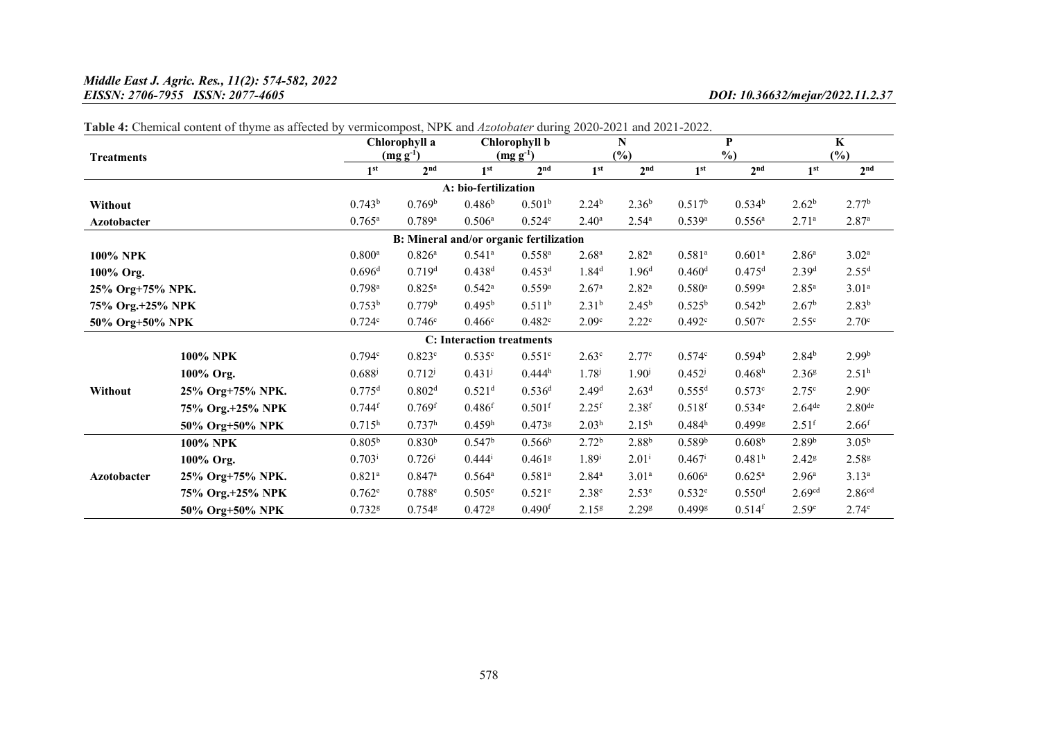**Table 4:** Chemical content of thyme as affected by vermicompost, NPK and *Azotobater* during 2020-2021 and 2021-2022.

| Treatments | | Chlorophyll a (mg g$^{-1}$) | | Chlorophyll b (mg g$^{-1}$) | | N (%) | | P %) | | K (%) | |
|---|---|---|---|---|---|---|---|---|---|---|---|
| | | 1st | 2nd | 1st | 2nd | 1st | 2nd | 1st | 2nd | 1st | 2nd |
| **A: bio-fertilization** | | | | | | | | | | | |
| **Without** | | 0.743[b] | 0.769[b] | 0.486[b] | 0.501[b] | 2.24[b] | 2.36[b] | 0.517[b] | 0.534[b] | 2.62[b] | 2.77[b] |
| **Azotobacter** | | 0.765[a] | 0.789[a] | 0.506[a] | 0.524[c] | 2.40[a] | 2.54[a] | 0.539[a] | 0.556[a] | 2.71[a] | 2.87[a] |
| **B: Mineral and/or organic fertilization** | | | | | | | | | | | |
| **100% NPK** | | 0.800[a] | 0.826[a] | 0.541[a] | 0.558[a] | 2.68[a] | 2.82[a] | 0.581[a] | 0.601[a] | 2.86[a] | 3.02[a] |
| **100% Org.** | | 0.696[d] | 0.719[d] | 0.438[d] | 0.453[d] | 1.84[d] | 1.96[d] | 0.460[d] | 0.475[d] | 2.39[d] | 2.55[d] |
| **25% Org+75% NPK.** | | 0.798[a] | 0.825[a] | 0.542[a] | 0.559[a] | 2.67[a] | 2.82[a] | 0.580[a] | 0.599[a] | 2.85[a] | 3.01[a] |
| **75% Org.+25% NPK** | | 0.753[b] | 0.779[b] | 0.495[b] | 0.511[b] | 2.31[b] | 2.45[b] | 0.525[b] | 0.542[b] | 2.67[b] | 2.83[b] |
| **50% Org+50% NPK** | | 0.724[c] | 0.746[c] | 0.466[c] | 0.482[c] | 2.09[c] | 2.22[c] | 0.492[c] | 0.507[c] | 2.55[c] | 2.70[c] |
| **C: Interaction treatments** | | | | | | | | | | | |
| **Without** | **100% NPK** | 0.794[c] | 0.823[c] | 0.535[c] | 0.551[c] | 2.63[c] | 2.77[c] | 0.574[c] | 0.594[b] | 2.84[b] | 2.99[b] |
| | **100% Org.** | 0.688[j] | 0.712[j] | 0.431[j] | 0.444[h] | 1.78[j] | 1.90[j] | 0.452[j] | 0.468[h] | 2.36[g] | 2.51[h] |
| | **25% Org+75% NPK.** | 0.775[d] | 0.802[d] | 0.521[d] | 0.536[d] | 2.49[d] | 2.63[d] | 0.555[d] | 0.573[c] | 2.75[c] | 2.90[c] |
| | **75% Org.+25% NPK** | 0.744[f] | 0.769[f] | 0.486[f] | 0.501[f] | 2.25[f] | 2.38[f] | 0.518[f] | 0.534[e] | 2.64[de] | 2.80[de] |
| | **50% Org+50% NPK** | 0.715[h] | 0.737[h] | 0.459[h] | 0.473[g] | 2.03[h] | 2.15[h] | 0.484[h] | 0.499[g] | 2.51[f] | 2.66[f] |
| **Azotobacter** | **100% NPK** | 0.805[b] | 0.830[b] | 0.547[b] | 0.566[b] | 2.72[b] | 2.88[b] | 0.589[b] | 0.608[b] | 2.89[b] | 3.05[b] |
| | **100% Org.** | 0.703[i] | 0.726[i] | 0.444[i] | 0.461[g] | 1.89[i] | 2.01[i] | 0.467[i] | 0.481[h] | 2.42[g] | 2.58[g] |
| | **25% Org+75% NPK.** | 0.821[a] | 0.847[a] | 0.564[a] | 0.581[a] | 2.84[a] | 3.01[a] | 0.606[a] | 0.625[a] | 2.96[a] | 3.13[a] |
| | **75% Org.+25% NPK** | 0.762[e] | 0.788[e] | 0.505[e] | 0.521[e] | 2.38[e] | 2.53[e] | 0.532[e] | 0.550[d] | 2.69[cd] | 2.86[cd] |
| | **50% Org+50% NPK** | 0.732[g] | 0.754[g] | 0.472[g] | 0.490[f] | 2.15[g] | 2.29[g] | 0.499[g] | 0.514[f] | 2.59[e] | 2.74[e] |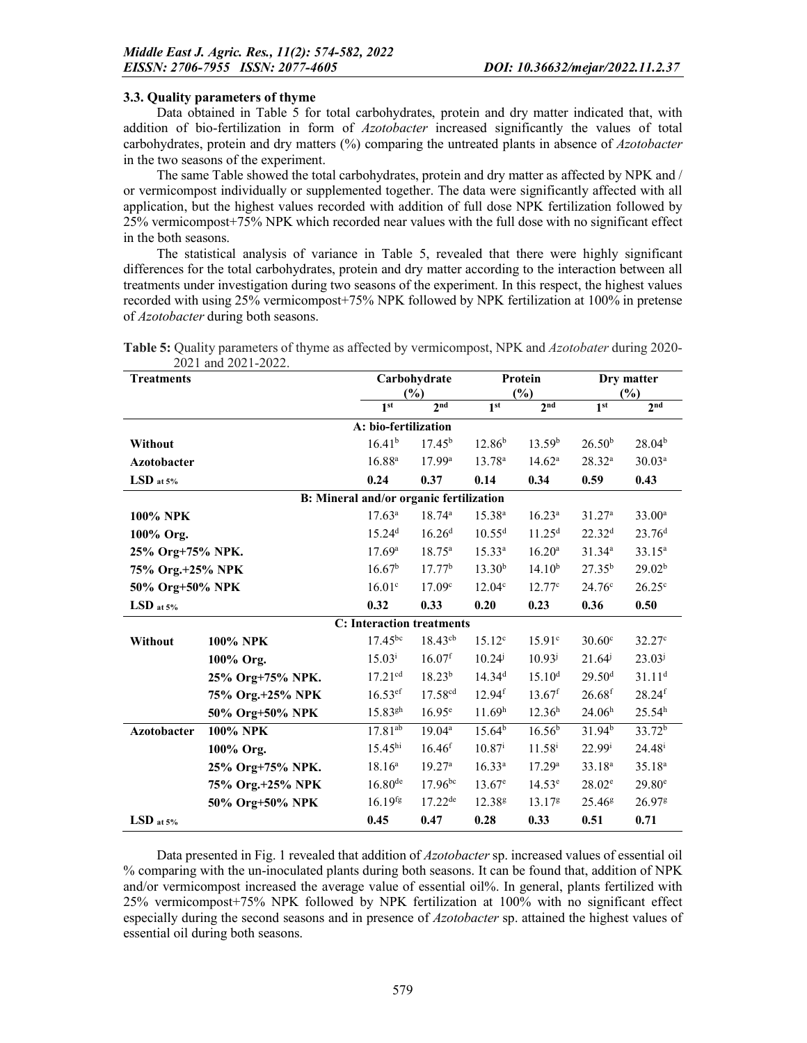### 3.3. Quality parameters of thyme

Data obtained in Table 5 for total carbohydrates, protein and dry matter indicated that, with addition of bio-fertilization in form of *Azotobacter* increased significantly the values of total carbohydrates, protein and dry matters (%) comparing the untreated plants in absence of *Azotobacter* in the two seasons of the experiment.

The same Table showed the total carbohydrates, protein and dry matter as affected by NPK and / or vermicompost individually or supplemented together. The data were significantly affected with all application, but the highest values recorded with addition of full dose NPK fertilization followed by 25% vermicompost+75% NPK which recorded near values with the full dose with no significant effect in the both seasons.

The statistical analysis of variance in Table 5, revealed that there were highly significant differences for the total carbohydrates, protein and dry matter according to the interaction between all treatments under investigation during two seasons of the experiment. In this respect, the highest values recorded with using 25% vermicompost+75% NPK followed by NPK fertilization at 100% in pretense of *Azotobacter* during both seasons.

**Table 5:** Quality parameters of thyme as affected by vermicompost, NPK and *Azotobater* during 2020-2021 and 2021-2022.

| Treatments | | Carbohydrate (%) | | Protein (%) | | Dry matter (%) | |
|---|---|---|---|---|---|---|---|
| | | 1st | 2nd | 1st | 2nd | 1st | 2nd |
| **A: bio-fertilization** | | | | | | | |
| **Without** | | $16.41^{b}$ | $17.45^{b}$ | $12.86^{b}$ | $13.59^{b}$ | $26.50^{b}$ | $28.04^{b}$ |
| **Azotobacter** | | $16.88^{a}$ | $17.99^{a}$ | $13.78^{a}$ | $14.62^{a}$ | $28.32^{a}$ | $30.03^{a}$ |
| **LSD at 5%** | | **0.24** | **0.37** | **0.14** | **0.34** | **0.59** | **0.43** |
| **B: Mineral and/or organic fertilization** | | | | | | | |
| **100% NPK** | | $17.63^{a}$ | $18.74^{a}$ | $15.38^{a}$ | $16.23^{a}$ | $31.27^{a}$ | $33.00^{a}$ |
| **100% Org.** | | $15.24^{d}$ | $16.26^{d}$ | $10.55^{d}$ | $11.25^{d}$ | $22.32^{d}$ | $23.76^{d}$ |
| **25% Org+75% NPK.** | | $17.69^{a}$ | $18.75^{a}$ | $15.33^{a}$ | $16.20^{a}$ | $31.34^{a}$ | $33.15^{a}$ |
| **75% Org.+25% NPK** | | $16.67^{b}$ | $17.77^{b}$ | $13.30^{b}$ | $14.10^{b}$ | $27.35^{b}$ | $29.02^{b}$ |
| **50% Org+50% NPK** | | $16.01^{c}$ | $17.09^{c}$ | $12.04^{c}$ | $12.77^{c}$ | $24.76^{c}$ | $26.25^{c}$ |
| **LSD at 5%** | | **0.32** | **0.33** | **0.20** | **0.23** | **0.36** | **0.50** |
| **C: Interaction treatments** | | | | | | | |
| **Without** | **100% NPK** | $17.45^{bc}$ | $18.43^{cb}$ | $15.12^{c}$ | $15.91^{c}$ | $30.60^{c}$ | $32.27^{c}$ |
| | **100% Org.** | $15.03^{i}$ | $16.07^{f}$ | $10.24^{j}$ | $10.93^{j}$ | $21.64^{j}$ | $23.03^{j}$ |
| | **25% Org+75% NPK.** | $17.21^{cd}$ | $18.23^{b}$ | $14.34^{d}$ | $15.10^{d}$ | $29.50^{d}$ | $31.11^{d}$ |
| | **75% Org.+25% NPK** | $16.53^{ef}$ | $17.58^{cd}$ | $12.94^{f}$ | $13.67^{f}$ | $26.68^{f}$ | $28.24^{f}$ |
| | **50% Org+50% NPK** | $15.83^{gh}$ | $16.95^{e}$ | $11.69^{h}$ | $12.36^{h}$ | $24.06^{h}$ | $25.54^{h}$ |
| **Azotobacter** | **100% NPK** | $17.81^{ab}$ | $19.04^{a}$ | $15.64^{b}$ | $16.56^{b}$ | $31.94^{b}$ | $33.72^{b}$ |
| | **100% Org.** | $15.45^{hi}$ | $16.46^{f}$ | $10.87^{i}$ | $11.58^{i}$ | $22.99^{i}$ | $24.48^{i}$ |
| | **25% Org+75% NPK.** | $18.16^{a}$ | $19.27^{a}$ | $16.33^{a}$ | $17.29^{a}$ | $33.18^{a}$ | $35.18^{a}$ |
| | **75% Org.+25% NPK** | $16.80^{de}$ | $17.96^{bc}$ | $13.67^{e}$ | $14.53^{e}$ | $28.02^{e}$ | $29.80^{e}$ |
| | **50% Org+50% NPK** | $16.19^{fg}$ | $17.22^{de}$ | $12.38^{g}$ | $13.17^{g}$ | $25.46^{g}$ | $26.97^{g}$ |
| **LSD at 5%** | | **0.45** | **0.47** | **0.28** | **0.33** | **0.51** | **0.71** |

Data presented in Fig. 1 revealed that addition of *Azotobacter* sp. increased values of essential oil % comparing with the un-inoculated plants during both seasons. It can be found that, addition of NPK and/or vermicompost increased the average value of essential oil%. In general, plants fertilized with 25% vermicompost+75% NPK followed by NPK fertilization at 100% with no significant effect especially during the second seasons and in presence of *Azotobacter* sp. attained the highest values of essential oil during both seasons.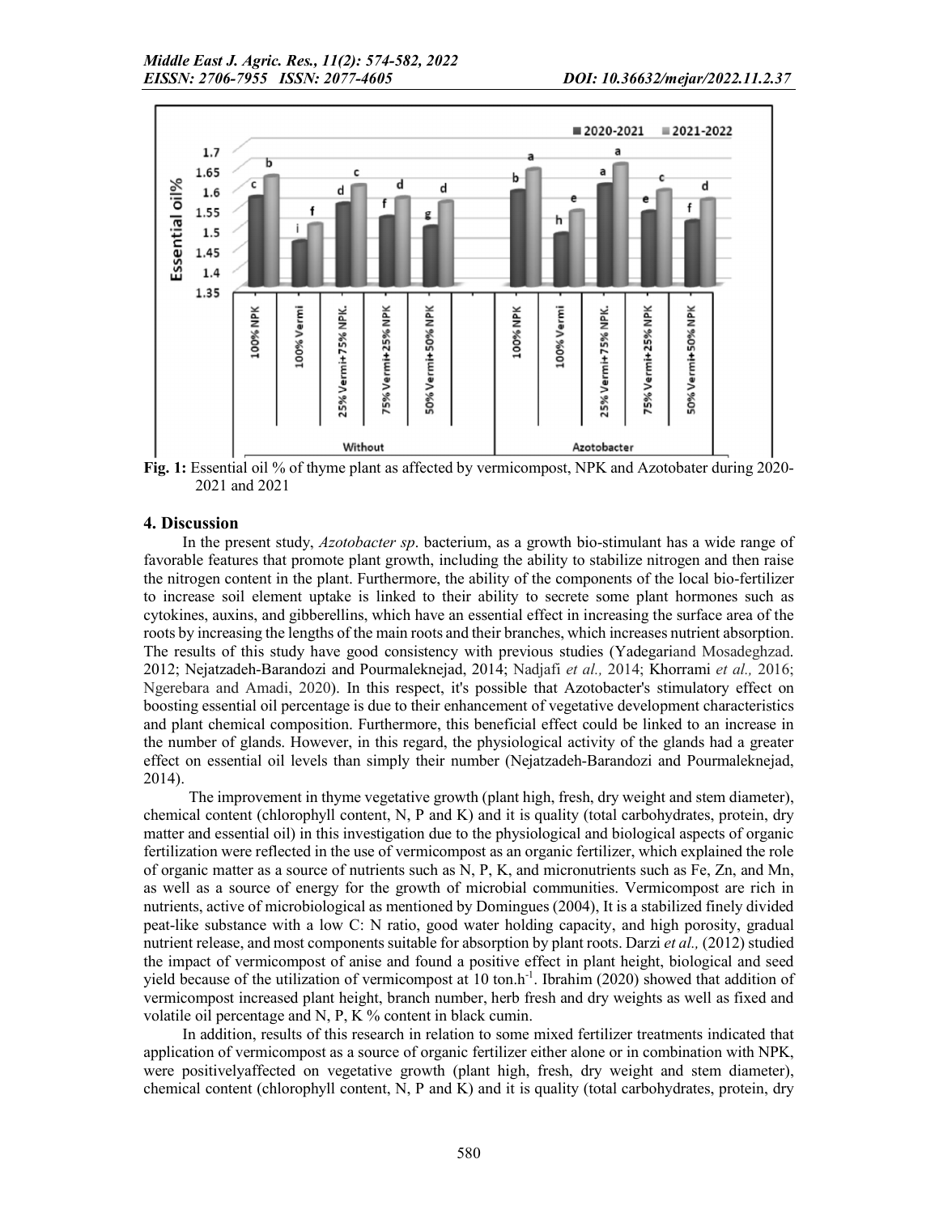Fig. 1: Essential oil % of thyme plant as affected by vermicompost, NPK and Azotobater during 2020-2021 and 2021

## 4. Discussion

In the present study, *Azotobacter sp*. bacterium, as a growth bio-stimulant has a wide range of favorable features that promote plant growth, including the ability to stabilize nitrogen and then raise the nitrogen content in the plant. Furthermore, the ability of the components of the local bio-fertilizer to increase soil element uptake is linked to their ability to secrete some plant hormones such as cytokines, auxins, and gibberellins, which have an essential effect in increasing the surface area of the roots by increasing the lengths of the main roots and their branches, which increases nutrient absorption. The results of this study have good consistency with previous studies (Yadegariand Mosadeghzad. 2012; Nejatzadeh-Barandozi and Pourmaleknejad, 2014; Nadjafi *et al.,* 2014; Khorrami *et al.,* 2016; Ngerebara and Amadi, 2020). In this respect, it's possible that Azotobacter's stimulatory effect on boosting essential oil percentage is due to their enhancement of vegetative development characteristics and plant chemical composition. Furthermore, this beneficial effect could be linked to an increase in the number of glands. However, in this regard, the physiological activity of the glands had a greater effect on essential oil levels than simply their number (Nejatzadeh-Barandozi and Pourmaleknejad, 2014).

The improvement in thyme vegetative growth (plant high, fresh, dry weight and stem diameter), chemical content (chlorophyll content, N, P and K) and it is quality (total carbohydrates, protein, dry matter and essential oil) in this investigation due to the physiological and biological aspects of organic fertilization were reflected in the use of vermicompost as an organic fertilizer, which explained the role of organic matter as a source of nutrients such as N, P, K, and micronutrients such as Fe, Zn, and Mn, as well as a source of energy for the growth of microbial communities. Vermicompost are rich in nutrients, active of microbiological as mentioned by Domingues (2004), It is a stabilized finely divided peat-like substance with a low C: N ratio, good water holding capacity, and high porosity, gradual nutrient release, and most components suitable for absorption by plant roots. Darzi *et al.,* (2012) studied the impact of vermicompost of anise and found a positive effect in plant height, biological and seed yield because of the utilization of vermicompost at 10 ton.h$^{-1}$. Ibrahim (2020) showed that addition of vermicompost increased plant height, branch number, herb fresh and dry weights as well as fixed and volatile oil percentage and N, P, K % content in black cumin.

In addition, results of this research in relation to some mixed fertilizer treatments indicated that application of vermicompost as a source of organic fertilizer either alone or in combination with NPK, were positivelyaffected on vegetative growth (plant high, fresh, dry weight and stem diameter), chemical content (chlorophyll content, N, P and K) and it is quality (total carbohydrates, protein, dry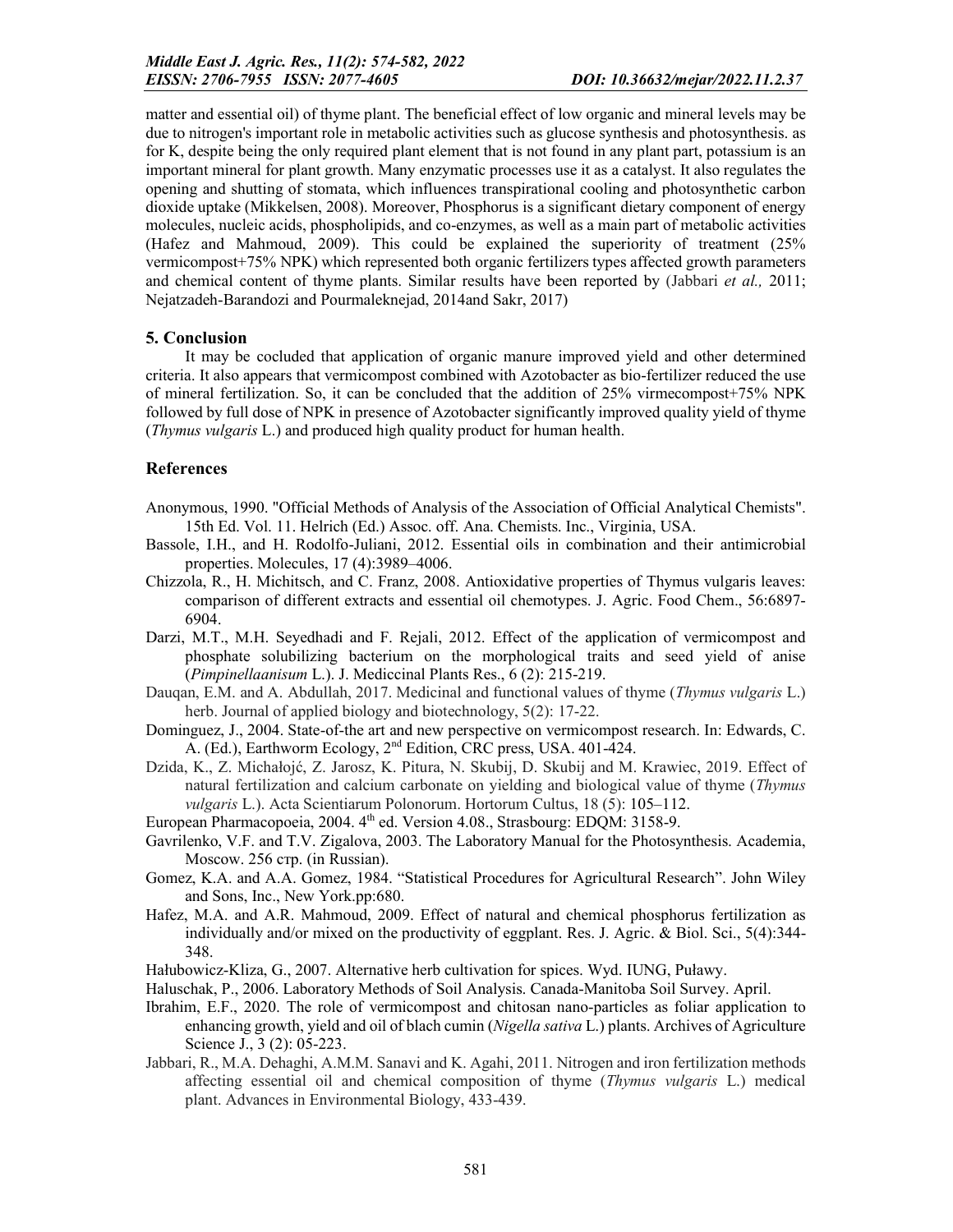matter and essential oil) of thyme plant. The beneficial effect of low organic and mineral levels may be due to nitrogen's important role in metabolic activities such as glucose synthesis and photosynthesis. as for K, despite being the only required plant element that is not found in any plant part, potassium is an important mineral for plant growth. Many enzymatic processes use it as a catalyst. It also regulates the opening and shutting of stomata, which influences transpirational cooling and photosynthetic carbon dioxide uptake (Mikkelsen, 2008). Moreover, Phosphorus is a significant dietary component of energy molecules, nucleic acids, phospholipids, and co-enzymes, as well as a main part of metabolic activities (Hafez and Mahmoud, 2009). This could be explained the superiority of treatment (25% vermicompost+75% NPK) which represented both organic fertilizers types affected growth parameters and chemical content of thyme plants. Similar results have been reported by (Jabbari *et al.,* 2011; Nejatzadeh-Barandozi and Pourmaleknejad, 2014and Sakr, 2017)

## 5. Conclusion

It may be cocluded that application of organic manure improved yield and other determined criteria. It also appears that vermicompost combined with Azotobacter as bio-fertilizer reduced the use of mineral fertilization. So, it can be concluded that the addition of 25% virmecompost+75% NPK followed by full dose of NPK in presence of Azotobacter significantly improved quality yield of thyme (*Thymus vulgaris* L.) and produced high quality product for human health.

## References

Anonymous, 1990. "Official Methods of Analysis of the Association of Official Analytical Chemists". 15th Ed. Vol. 11. Helrich (Ed.) Assoc. off. Ana. Chemists. Inc., Virginia, USA.

Bassole, I.H., and H. Rodolfo-Juliani, 2012. Essential oils in combination and their antimicrobial properties. Molecules, 17 (4):3989–4006.

Chizzola, R., H. Michitsch, and C. Franz, 2008. Antioxidative properties of Thymus vulgaris leaves: comparison of different extracts and essential oil chemotypes. J. Agric. Food Chem., 56:6897-6904.

Darzi, M.T., M.H. Seyedhadi and F. Rejali, 2012. Effect of the application of vermicompost and phosphate solubilizing bacterium on the morphological traits and seed yield of anise (*Pimpinellaanisum* L.). J. Mediccinal Plants Res., 6 (2): 215-219.

Dauqan, E.M. and A. Abdullah, 2017. Medicinal and functional values of thyme (*Thymus vulgaris* L.) herb. Journal of applied biology and biotechnology, 5(2): 17-22.

Dominguez, J., 2004. State-of-the art and new perspective on vermicompost research. In: Edwards, C. A. (Ed.), Earthworm Ecology, 2nd Edition, CRC press, USA. 401-424.

Dzida, K., Z. Michałojć, Z. Jarosz, K. Pitura, N. Skubij, D. Skubij and M. Krawiec, 2019. Effect of natural fertilization and calcium carbonate on yielding and biological value of thyme (*Thymus vulgaris* L.). Acta Scientiarum Polonorum. Hortorum Cultus, 18 (5): 105–112.

European Pharmacopoeia, 2004. 4th ed. Version 4.08., Strasbourg: EDQM: 3158-9.

Gavrilenko, V.F. and T.V. Zigalova, 2003. The Laboratory Manual for the Photosynthesis. Academia, Moscow. 256 стр. (in Russian).

Gomez, K.A. and A.A. Gomez, 1984. "Statistical Procedures for Agricultural Research". John Wiley and Sons, Inc., New York.pp:680.

Hafez, M.A. and A.R. Mahmoud, 2009. Effect of natural and chemical phosphorus fertilization as individually and/or mixed on the productivity of eggplant. Res. J. Agric. & Biol. Sci., 5(4):344-348.

Hałubowicz-Kliza, G., 2007. Alternative herb cultivation for spices. Wyd. IUNG, Puławy.

Haluschak, P., 2006. Laboratory Methods of Soil Analysis. Canada-Manitoba Soil Survey. April.

Ibrahim, E.F., 2020. The role of vermicompost and chitosan nano-particles as foliar application to enhancing growth, yield and oil of blach cumin (*Nigella sativa* L.) plants. Archives of Agriculture Science J., 3 (2): 05-223.

Jabbari, R., M.A. Dehaghi, A.M.M. Sanavi and K. Agahi, 2011. Nitrogen and iron fertilization methods affecting essential oil and chemical composition of thyme (*Thymus vulgaris* L.) medical plant. Advances in Environmental Biology, 433-439.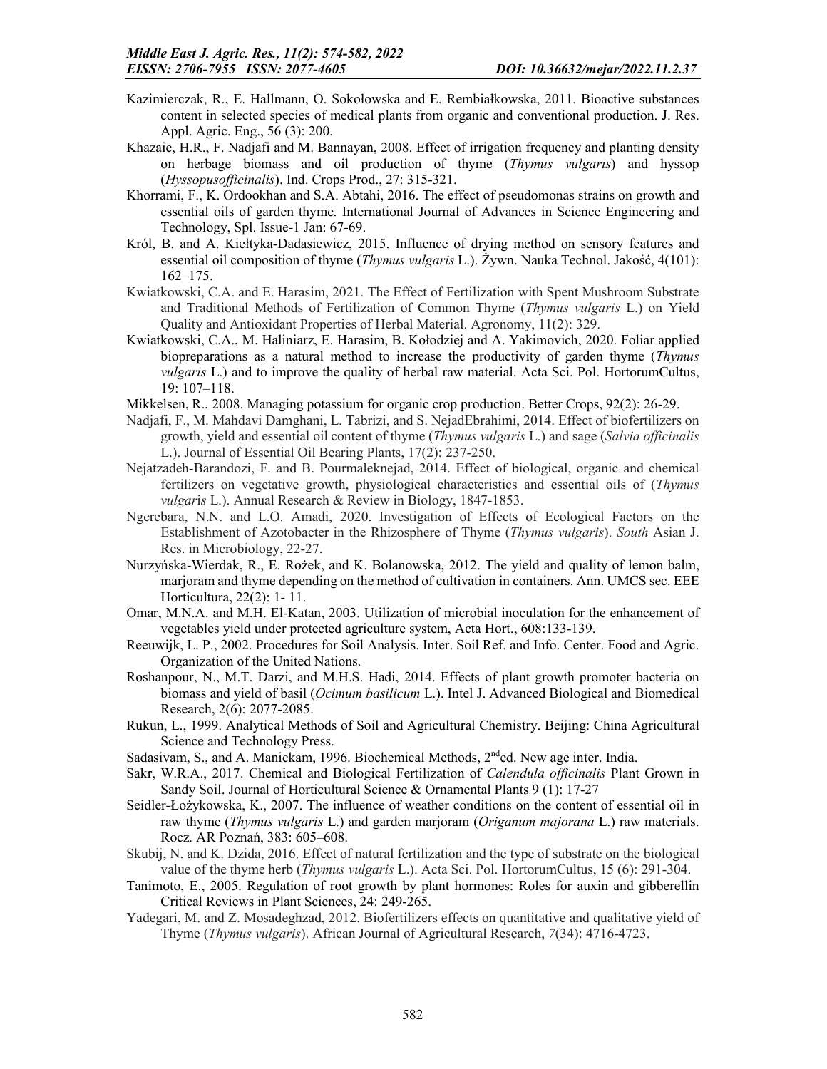Kazimierczak, R., E. Hallmann, O. Sokołowska and E. Rembiałkowska, 2011. Bioactive substances content in selected species of medical plants from organic and conventional production. J. Res. Appl. Agric. Eng., 56 (3): 200.

Khazaie, H.R., F. Nadjafi and M. Bannayan, 2008. Effect of irrigation frequency and planting density on herbage biomass and oil production of thyme (*Thymus vulgaris*) and hyssop (*Hyssopusofficinalis*). Ind. Crops Prod., 27: 315-321.

Khorrami, F., K. Ordookhan and S.A. Abtahi, 2016. The effect of pseudomonas strains on growth and essential oils of garden thyme. International Journal of Advances in Science Engineering and Technology, Spl. Issue-1 Jan: 67-69.

Król, B. and A. Kiełtyka-Dadasiewicz, 2015. Influence of drying method on sensory features and essential oil composition of thyme (*Thymus vulgaris* L.). Żywn. Nauka Technol. Jakość, 4(101): 162–175.

Kwiatkowski, C.A. and E. Harasim, 2021. The Effect of Fertilization with Spent Mushroom Substrate and Traditional Methods of Fertilization of Common Thyme (*Thymus vulgaris* L.) on Yield Quality and Antioxidant Properties of Herbal Material. Agronomy, 11(2): 329.

Kwiatkowski, C.A., M. Haliniarz, E. Harasim, B. Kołodziej and A. Yakimovich, 2020. Foliar applied biopreparations as a natural method to increase the productivity of garden thyme (*Thymus vulgaris* L.) and to improve the quality of herbal raw material. Acta Sci. Pol. HortorumCultus, 19: 107–118.

Mikkelsen, R., 2008. Managing potassium for organic crop production. Better Crops, 92(2): 26-29.

Nadjafi, F., M. Mahdavi Damghani, L. Tabrizi, and S. NejadEbrahimi, 2014. Effect of biofertilizers on growth, yield and essential oil content of thyme (*Thymus vulgaris* L.) and sage (*Salvia officinalis* L.). Journal of Essential Oil Bearing Plants, 17(2): 237-250.

Nejatzadeh-Barandozi, F. and B. Pourmaleknejad, 2014. Effect of biological, organic and chemical fertilizers on vegetative growth, physiological characteristics and essential oils of (*Thymus vulgaris* L.). Annual Research & Review in Biology, 1847-1853.

Ngerebara, N.N. and L.O. Amadi, 2020. Investigation of Effects of Ecological Factors on the Establishment of Azotobacter in the Rhizosphere of Thyme (*Thymus vulgaris*). *South* Asian J. Res. in Microbiology, 22-27.

Nurzyńska-Wierdak, R., E. Rożek, and K. Bolanowska, 2012. The yield and quality of lemon balm, marjoram and thyme depending on the method of cultivation in containers. Ann. UMCS sec. EEE Horticultura, 22(2): 1- 11.

Omar, M.N.A. and M.H. El-Katan, 2003. Utilization of microbial inoculation for the enhancement of vegetables yield under protected agriculture system, Acta Hort., 608:133-139.

Reeuwijk, L. P., 2002. Procedures for Soil Analysis. Inter. Soil Ref. and Info. Center. Food and Agric. Organization of the United Nations.

Roshanpour, N., M.T. Darzi, and M.H.S. Hadi, 2014. Effects of plant growth promoter bacteria on biomass and yield of basil (*Ocimum basilicum* L.). Intel J. Advanced Biological and Biomedical Research, 2(6): 2077-2085.

Rukun, L., 1999. Analytical Methods of Soil and Agricultural Chemistry. Beijing: China Agricultural Science and Technology Press.

Sadasivam, S., and A. Manickam, 1996. Biochemical Methods, 2nd ed. New age inter. India.

Sakr, W.R.A., 2017. Chemical and Biological Fertilization of *Calendula officinalis* Plant Grown in Sandy Soil. Journal of Horticultural Science & Ornamental Plants 9 (1): 17-27

Seidler-Łożykowska, K., 2007. The influence of weather conditions on the content of essential oil in raw thyme (*Thymus vulgaris* L.) and garden marjoram (*Origanum majorana* L.) raw materials. Rocz. AR Poznań, 383: 605–608.

Skubij, N. and K. Dzida, 2016. Effect of natural fertilization and the type of substrate on the biological value of the thyme herb (*Thymus vulgaris* L.). Acta Sci. Pol. HortorumCultus, 15 (6): 291-304.

Tanimoto, E., 2005. Regulation of root growth by plant hormones: Roles for auxin and gibberellin Critical Reviews in Plant Sciences, 24: 249-265.

Yadegari, M. and Z. Mosadeghzad, 2012. Biofertilizers effects on quantitative and qualitative yield of Thyme (*Thymus vulgaris*). African Journal of Agricultural Research, *7*(34): 4716-4723.